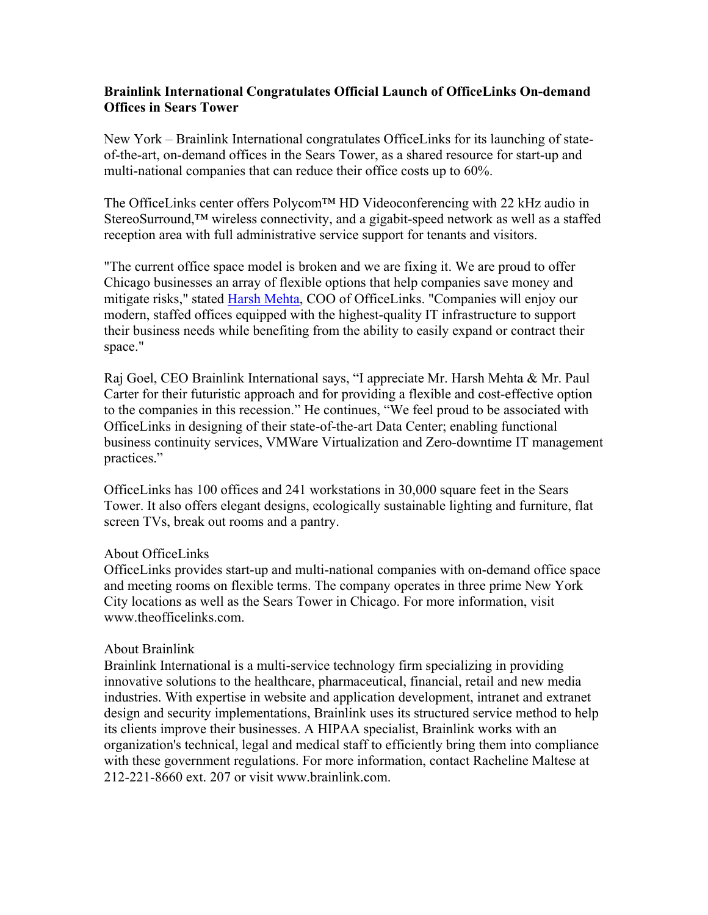**Brainlink International Congratulates Official Launch of OfficeLinks On-demand Offices in Sears Tower**

New York – Brainlink International congratulates OfficeLinks for its launching of state-of-the-art, on-demand offices in the Sears Tower, as a shared resource for start-up and multi-national companies that can reduce their office costs up to 60%.

The OfficeLinks center offers Polycom™ HD Videoconferencing with 22 kHz audio in StereoSurround,™ wireless connectivity, and a gigabit-speed network as well as a staffed reception area with full administrative service support for tenants and visitors.

"The current office space model is broken and we are fixing it. We are proud to offer Chicago businesses an array of flexible options that help companies save money and mitigate risks," stated Harsh Mehta, COO of OfficeLinks. "Companies will enjoy our modern, staffed offices equipped with the highest-quality IT infrastructure to support their business needs while benefiting from the ability to easily expand or contract their space."

Raj Goel, CEO Brainlink International says, "I appreciate Mr. Harsh Mehta & Mr. Paul Carter for their futuristic approach and for providing a flexible and cost-effective option to the companies in this recession." He continues, "We feel proud to be associated with OfficeLinks in designing of their state-of-the-art Data Center; enabling functional business continuity services, VMWare Virtualization and Zero-downtime IT management practices."

OfficeLinks has 100 offices and 241 workstations in 30,000 square feet in the Sears Tower. It also offers elegant designs, ecologically sustainable lighting and furniture, flat screen TVs, break out rooms and a pantry.

About OfficeLinks
OfficeLinks provides start-up and multi-national companies with on-demand office space and meeting rooms on flexible terms. The company operates in three prime New York City locations as well as the Sears Tower in Chicago. For more information, visit www.theofficelinks.com.

About Brainlink
Brainlink International is a multi-service technology firm specializing in providing innovative solutions to the healthcare, pharmaceutical, financial, retail and new media industries. With expertise in website and application development, intranet and extranet design and security implementations, Brainlink uses its structured service method to help its clients improve their businesses. A HIPAA specialist, Brainlink works with an organization's technical, legal and medical staff to efficiently bring them into compliance with these government regulations. For more information, contact Racheline Maltese at 212-221-8660 ext. 207 or visit www.brainlink.com.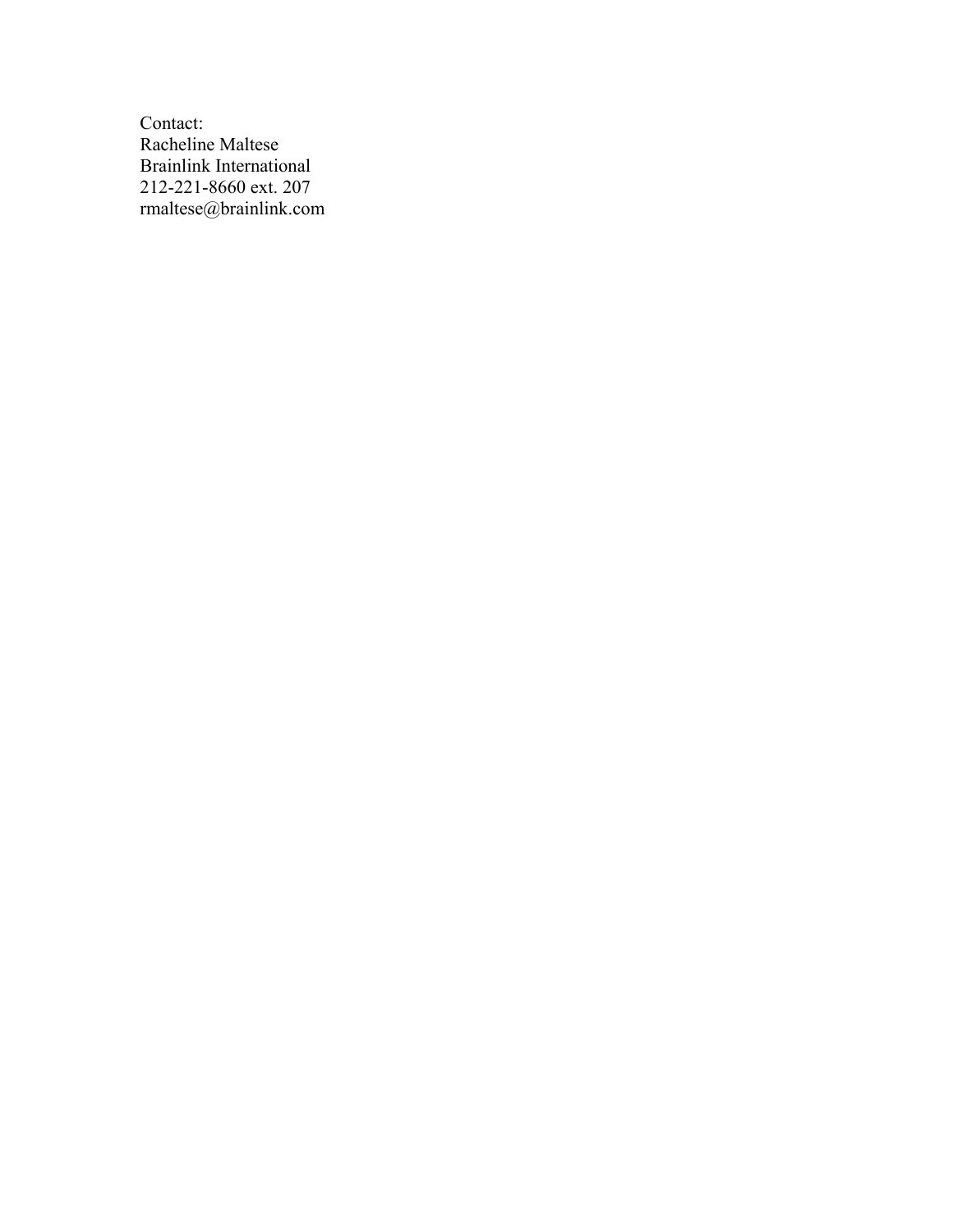Contact:
Racheline Maltese
Brainlink International
212-221-8660 ext. 207
rmaltese@brainlink.com